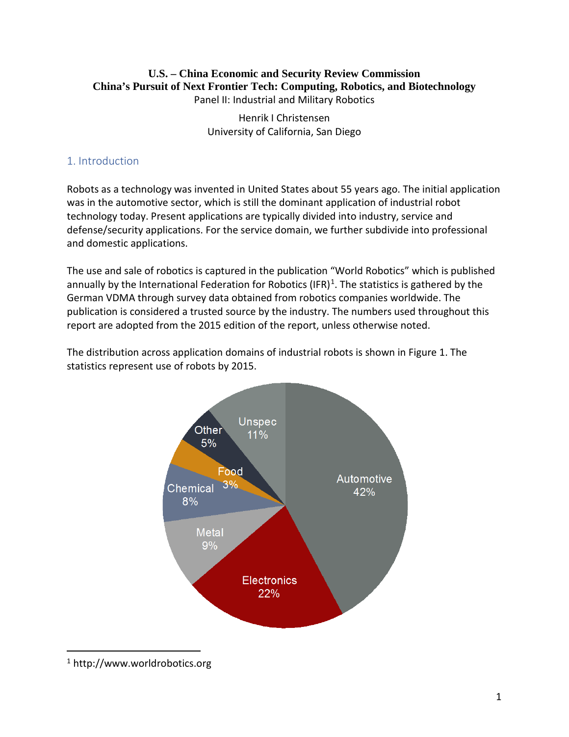**U.S. – China Economic and Security Review Commission**
**China's Pursuit of Next Frontier Tech: Computing, Robotics, and Biotechnology**
Panel II: Industrial and Military Robotics

Henrik I Christensen
University of California, San Diego

## 1. Introduction

Robots as a technology was invented in United States about 55 years ago. The initial application was in the automotive sector, which is still the dominant application of industrial robot technology today. Present applications are typically divided into industry, service and defense/security applications. For the service domain, we further subdivide into professional and domestic applications.

The use and sale of robotics is captured in the publication "World Robotics" which is published annually by the International Federation for Robotics (IFR)[1]. The statistics is gathered by the German VDMA through survey data obtained from robotics companies worldwide. The publication is considered a trusted source by the industry. The numbers used throughout this report are adopted from the 2015 edition of the report, unless otherwise noted.

The distribution across application domains of industrial robots is shown in Figure 1. The statistics represent use of robots by 2015.

| Application domain | Share |
|---|---|
| Automotive | 42% |
| Electronics | 22% |
| Metal | 9% |
| Chemical | 8% |
| Food | 3% |
| Other | 5% |
| Unspec | 11% |

[1] http://www.worldrobotics.org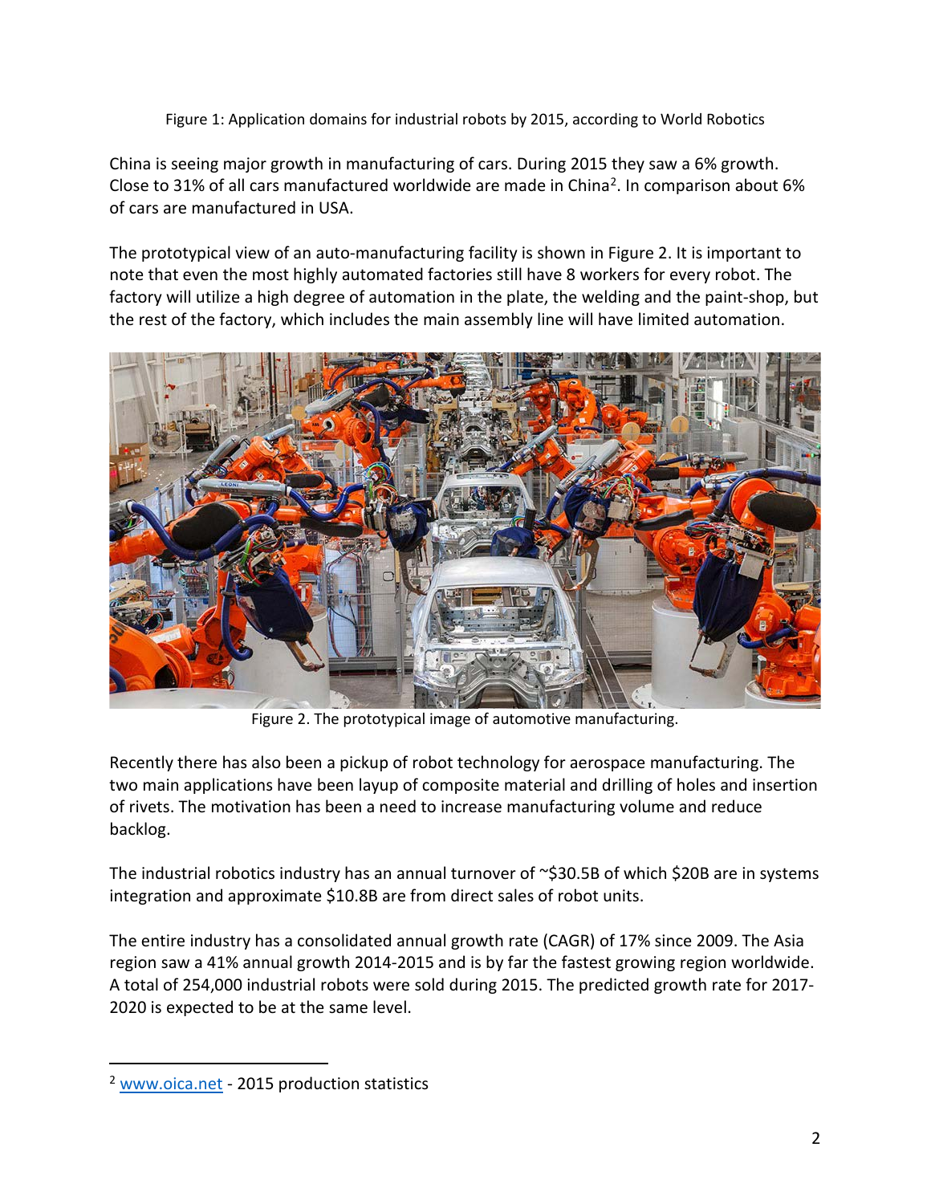Figure 1: Application domains for industrial robots by 2015, according to World Robotics

China is seeing major growth in manufacturing of cars. During 2015 they saw a 6% growth. Close to 31% of all cars manufactured worldwide are made in China[2]. In comparison about 6% of cars are manufactured in USA.

The prototypical view of an auto-manufacturing facility is shown in Figure 2. It is important to note that even the most highly automated factories still have 8 workers for every robot. The factory will utilize a high degree of automation in the plate, the welding and the paint-shop, but the rest of the factory, which includes the main assembly line will have limited automation.

Figure 2. The prototypical image of automotive manufacturing.

Recently there has also been a pickup of robot technology for aerospace manufacturing. The two main applications have been layup of composite material and drilling of holes and insertion of rivets. The motivation has been a need to increase manufacturing volume and reduce backlog.

The industrial robotics industry has an annual turnover of ~$30.5B of which $20B are in systems integration and approximate $10.8B are from direct sales of robot units.

The entire industry has a consolidated annual growth rate (CAGR) of 17% since 2009. The Asia region saw a 41% annual growth 2014-2015 and is by far the fastest growing region worldwide. A total of 254,000 industrial robots were sold during 2015. The predicted growth rate for 2017-2020 is expected to be at the same level.

---

[2] www.oica.net - 2015 production statistics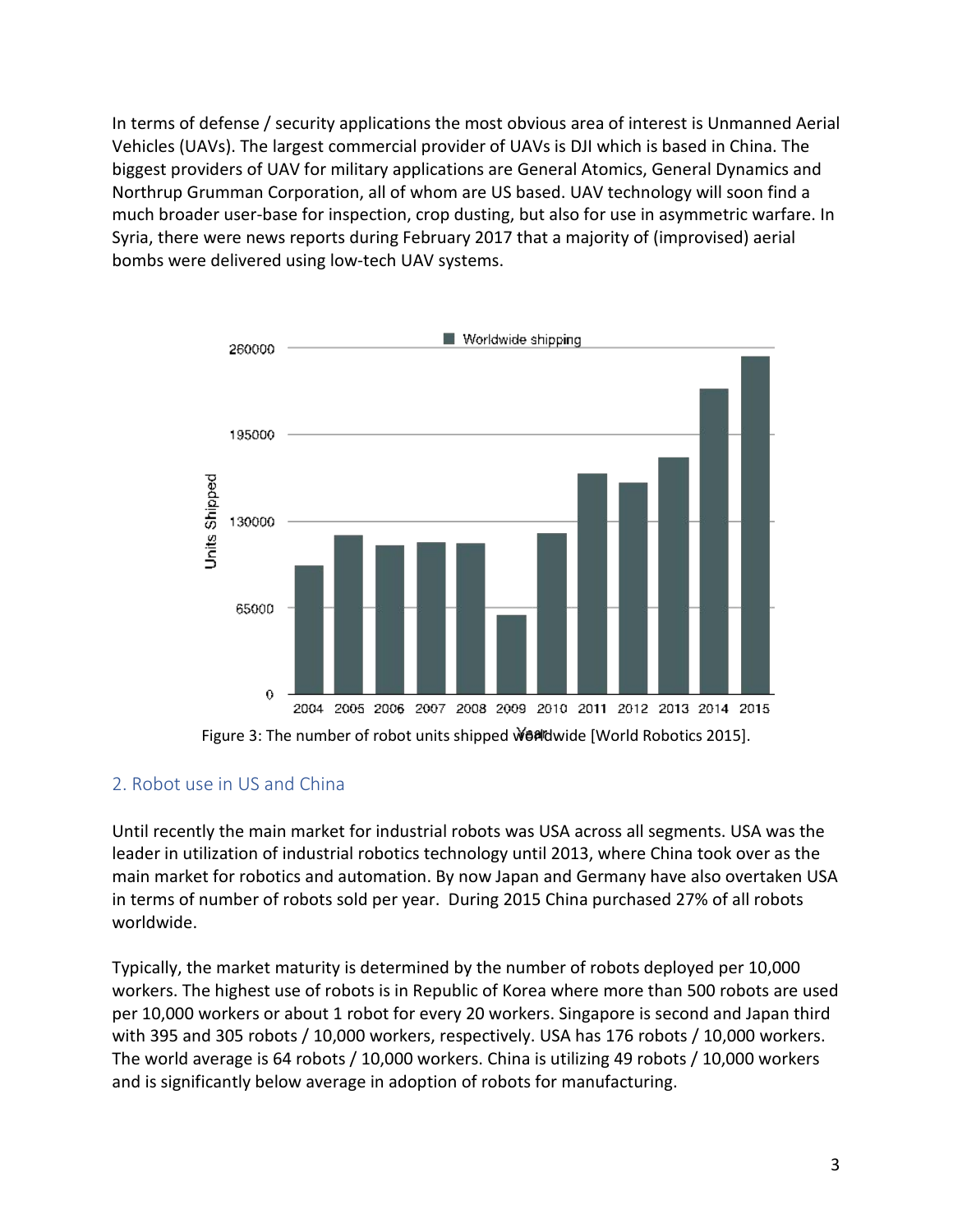In terms of defense / security applications the most obvious area of interest is Unmanned Aerial Vehicles (UAVs). The largest commercial provider of UAVs is DJI which is based in China. The biggest providers of UAV for military applications are General Atomics, General Dynamics and Northrup Grumman Corporation, all of whom are US based. UAV technology will soon find a much broader user-base for inspection, crop dusting, but also for use in asymmetric warfare. In Syria, there were news reports during February 2017 that a majority of (improvised) aerial bombs were delivered using low-tech UAV systems.

Figure 3: The number of robot units shipped worldwide [World Robotics 2015].

## 2. Robot use in US and China

Until recently the main market for industrial robots was USA across all segments. USA was the leader in utilization of industrial robotics technology until 2013, where China took over as the main market for robotics and automation. By now Japan and Germany have also overtaken USA in terms of number of robots sold per year. During 2015 China purchased 27% of all robots worldwide.

Typically, the market maturity is determined by the number of robots deployed per 10,000 workers. The highest use of robots is in Republic of Korea where more than 500 robots are used per 10,000 workers or about 1 robot for every 20 workers. Singapore is second and Japan third with 395 and 305 robots / 10,000 workers, respectively. USA has 176 robots / 10,000 workers. The world average is 64 robots / 10,000 workers. China is utilizing 49 robots / 10,000 workers and is significantly below average in adoption of robots for manufacturing.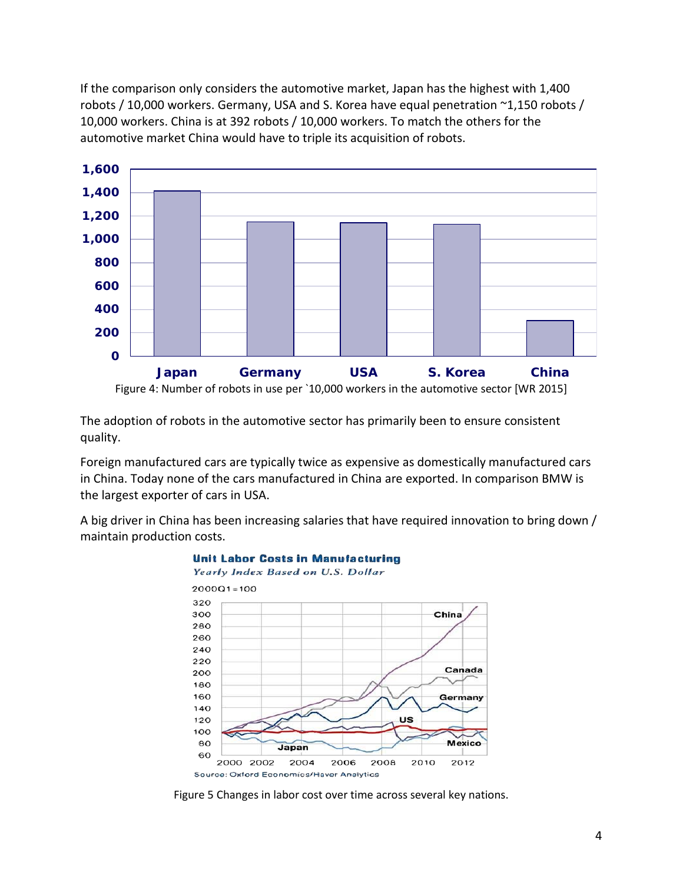If the comparison only considers the automotive market, Japan has the highest with 1,400 robots / 10,000 workers. Germany, USA and S. Korea have equal penetration ~1,150 robots / 10,000 workers. China is at 392 robots / 10,000 workers. To match the others for the automotive market China would have to triple its acquisition of robots.

Figure 4: Number of robots in use per `10,000 workers in the automotive sector [WR 2015]

The adoption of robots in the automotive sector has primarily been to ensure consistent quality.

Foreign manufactured cars are typically twice as expensive as domestically manufactured cars in China. Today none of the cars manufactured in China are exported. In comparison BMW is the largest exporter of cars in USA.

A big driver in China has been increasing salaries that have required innovation to bring down / maintain production costs.

Figure 5 Changes in labor cost over time across several key nations.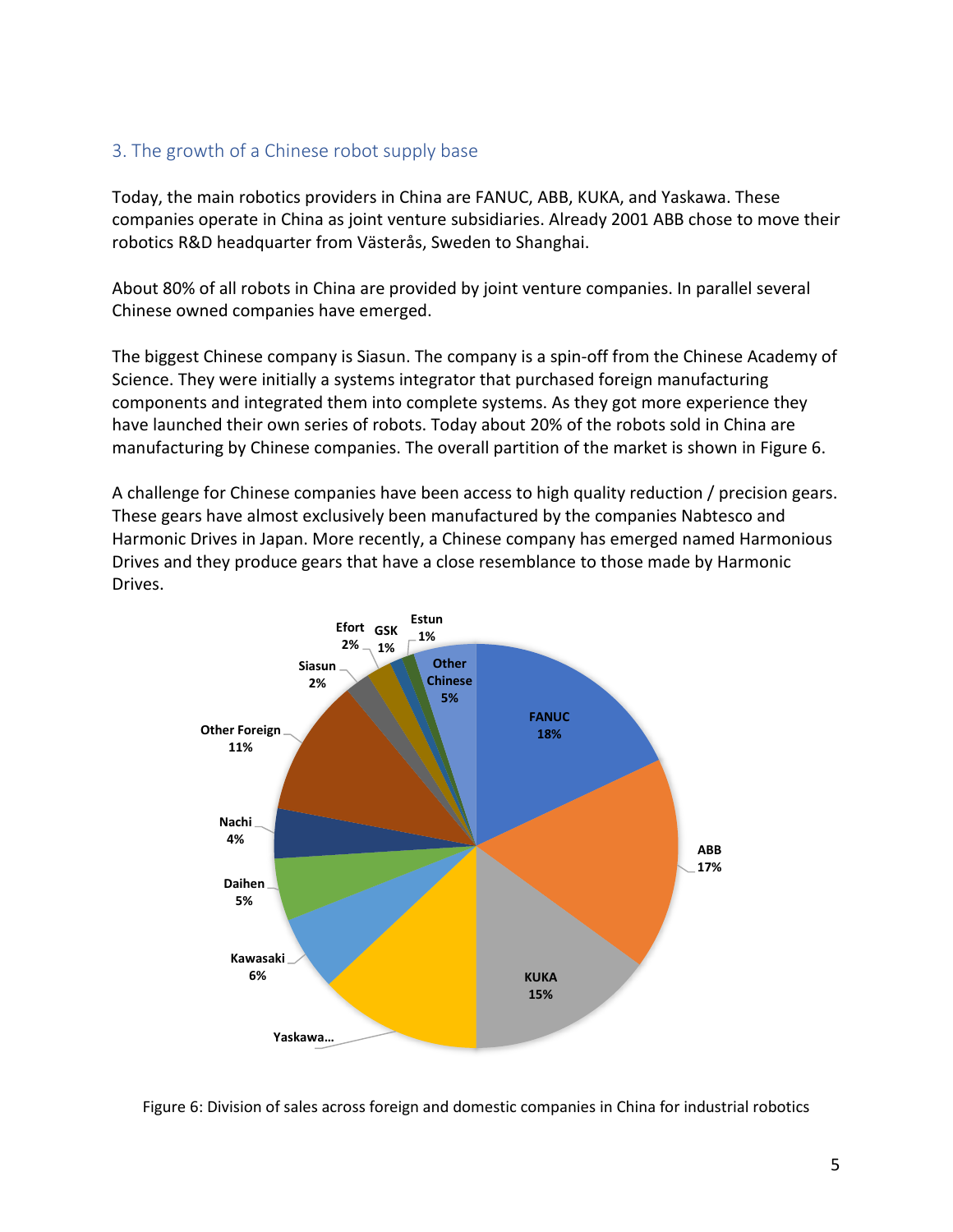## 3. The growth of a Chinese robot supply base

Today, the main robotics providers in China are FANUC, ABB, KUKA, and Yaskawa. These companies operate in China as joint venture subsidiaries. Already 2001 ABB chose to move their robotics R&D headquarter from Västerås, Sweden to Shanghai.

About 80% of all robots in China are provided by joint venture companies. In parallel several Chinese owned companies have emerged.

The biggest Chinese company is Siasun. The company is a spin-off from the Chinese Academy of Science. They were initially a systems integrator that purchased foreign manufacturing components and integrated them into complete systems. As they got more experience they have launched their own series of robots. Today about 20% of the robots sold in China are manufacturing by Chinese companies. The overall partition of the market is shown in Figure 6.

A challenge for Chinese companies have been access to high quality reduction / precision gears. These gears have almost exclusively been manufactured by the companies Nabtesco and Harmonic Drives in Japan. More recently, a Chinese company has emerged named Harmonious Drives and they produce gears that have a close resemblance to those made by Harmonic Drives.

| Company | Share |
|---|---|
| FANUC | 18% |
| ABB | 17% |
| KUKA | 15% |
| Yaskawa… | |
| Kawasaki | 6% |
| Daihen | 5% |
| Nachi | 4% |
| Other Foreign | 11% |
| Siasun | 2% |
| Efort | 2% |
| GSK | 1% |
| Estun | 1% |
| Other Chinese | 5% |

Figure 6: Division of sales across foreign and domestic companies in China for industrial robotics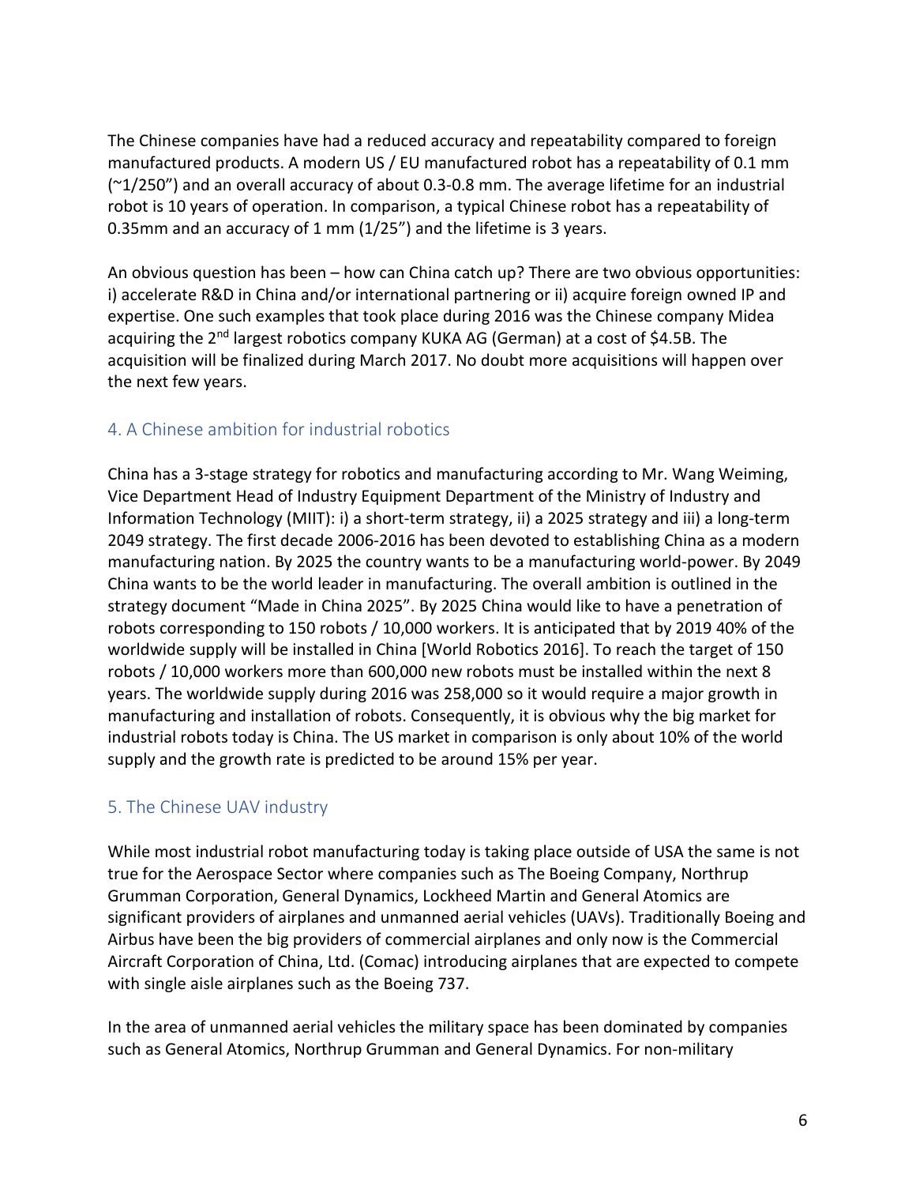The Chinese companies have had a reduced accuracy and repeatability compared to foreign manufactured products. A modern US / EU manufactured robot has a repeatability of 0.1 mm (~1/250") and an overall accuracy of about 0.3-0.8 mm. The average lifetime for an industrial robot is 10 years of operation. In comparison, a typical Chinese robot has a repeatability of 0.35mm and an accuracy of 1 mm (1/25") and the lifetime is 3 years.

An obvious question has been – how can China catch up? There are two obvious opportunities: i) accelerate R&D in China and/or international partnering or ii) acquire foreign owned IP and expertise. One such examples that took place during 2016 was the Chinese company Midea acquiring the 2nd largest robotics company KUKA AG (German) at a cost of $4.5B. The acquisition will be finalized during March 2017. No doubt more acquisitions will happen over the next few years.

## 4. A Chinese ambition for industrial robotics

China has a 3-stage strategy for robotics and manufacturing according to Mr. Wang Weiming, Vice Department Head of Industry Equipment Department of the Ministry of Industry and Information Technology (MIIT): i) a short-term strategy, ii) a 2025 strategy and iii) a long-term 2049 strategy. The first decade 2006-2016 has been devoted to establishing China as a modern manufacturing nation. By 2025 the country wants to be a manufacturing world-power. By 2049 China wants to be the world leader in manufacturing. The overall ambition is outlined in the strategy document "Made in China 2025". By 2025 China would like to have a penetration of robots corresponding to 150 robots / 10,000 workers. It is anticipated that by 2019 40% of the worldwide supply will be installed in China [World Robotics 2016]. To reach the target of 150 robots / 10,000 workers more than 600,000 new robots must be installed within the next 8 years. The worldwide supply during 2016 was 258,000 so it would require a major growth in manufacturing and installation of robots. Consequently, it is obvious why the big market for industrial robots today is China. The US market in comparison is only about 10% of the world supply and the growth rate is predicted to be around 15% per year.

## 5. The Chinese UAV industry

While most industrial robot manufacturing today is taking place outside of USA the same is not true for the Aerospace Sector where companies such as The Boeing Company, Northrup Grumman Corporation, General Dynamics, Lockheed Martin and General Atomics are significant providers of airplanes and unmanned aerial vehicles (UAVs). Traditionally Boeing and Airbus have been the big providers of commercial airplanes and only now is the Commercial Aircraft Corporation of China, Ltd. (Comac) introducing airplanes that are expected to compete with single aisle airplanes such as the Boeing 737.

In the area of unmanned aerial vehicles the military space has been dominated by companies such as General Atomics, Northrup Grumman and General Dynamics. For non-military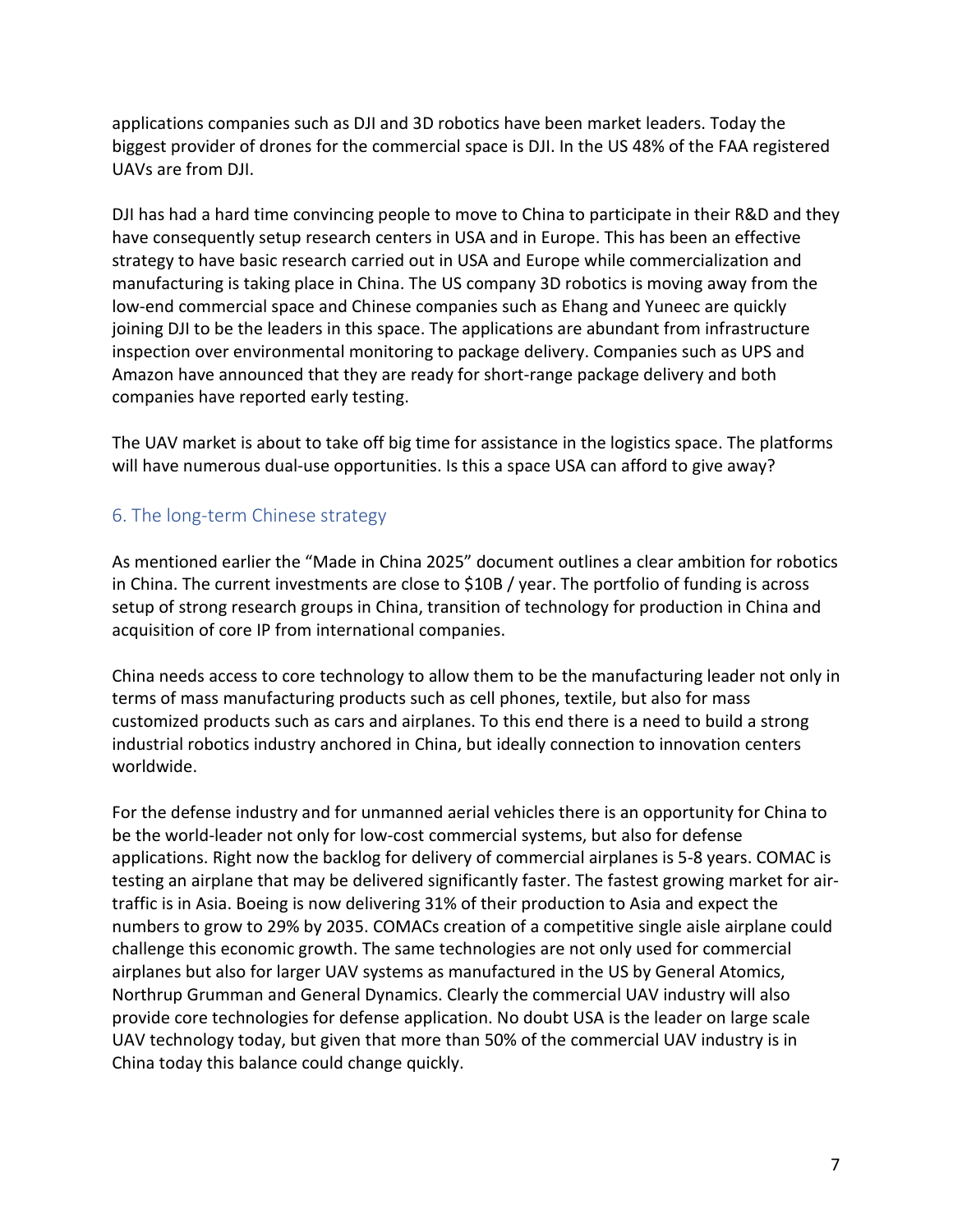applications companies such as DJI and 3D robotics have been market leaders. Today the biggest provider of drones for the commercial space is DJI. In the US 48% of the FAA registered UAVs are from DJI.

DJI has had a hard time convincing people to move to China to participate in their R&D and they have consequently setup research centers in USA and in Europe. This has been an effective strategy to have basic research carried out in USA and Europe while commercialization and manufacturing is taking place in China. The US company 3D robotics is moving away from the low-end commercial space and Chinese companies such as Ehang and Yuneec are quickly joining DJI to be the leaders in this space. The applications are abundant from infrastructure inspection over environmental monitoring to package delivery. Companies such as UPS and Amazon have announced that they are ready for short-range package delivery and both companies have reported early testing.

The UAV market is about to take off big time for assistance in the logistics space. The platforms will have numerous dual-use opportunities. Is this a space USA can afford to give away?

## 6. The long-term Chinese strategy

As mentioned earlier the "Made in China 2025" document outlines a clear ambition for robotics in China. The current investments are close to $10B / year. The portfolio of funding is across setup of strong research groups in China, transition of technology for production in China and acquisition of core IP from international companies.

China needs access to core technology to allow them to be the manufacturing leader not only in terms of mass manufacturing products such as cell phones, textile, but also for mass customized products such as cars and airplanes. To this end there is a need to build a strong industrial robotics industry anchored in China, but ideally connection to innovation centers worldwide.

For the defense industry and for unmanned aerial vehicles there is an opportunity for China to be the world-leader not only for low-cost commercial systems, but also for defense applications. Right now the backlog for delivery of commercial airplanes is 5-8 years. COMAC is testing an airplane that may be delivered significantly faster. The fastest growing market for air-traffic is in Asia. Boeing is now delivering 31% of their production to Asia and expect the numbers to grow to 29% by 2035. COMACs creation of a competitive single aisle airplane could challenge this economic growth. The same technologies are not only used for commercial airplanes but also for larger UAV systems as manufactured in the US by General Atomics, Northrup Grumman and General Dynamics. Clearly the commercial UAV industry will also provide core technologies for defense application. No doubt USA is the leader on large scale UAV technology today, but given that more than 50% of the commercial UAV industry is in China today this balance could change quickly.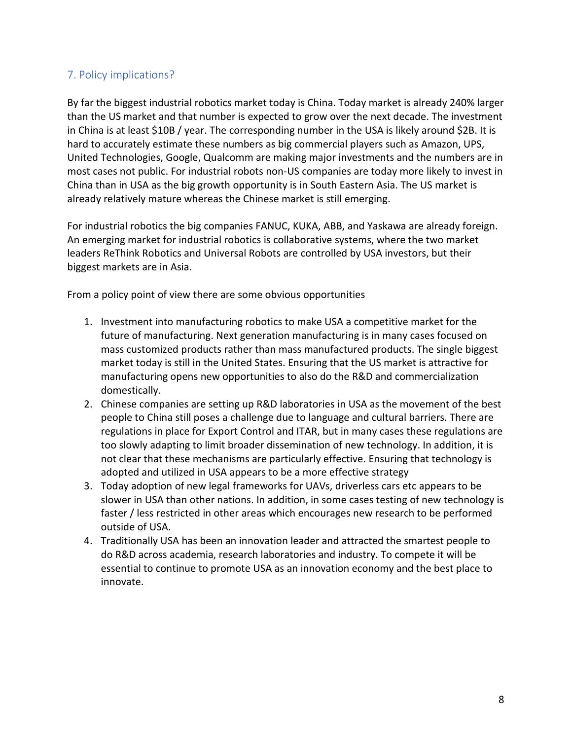## 7. Policy implications?

By far the biggest industrial robotics market today is China. Today market is already 240% larger than the US market and that number is expected to grow over the next decade. The investment in China is at least $10B / year. The corresponding number in the USA is likely around $2B. It is hard to accurately estimate these numbers as big commercial players such as Amazon, UPS, United Technologies, Google, Qualcomm are making major investments and the numbers are in most cases not public. For industrial robots non-US companies are today more likely to invest in China than in USA as the big growth opportunity is in South Eastern Asia. The US market is already relatively mature whereas the Chinese market is still emerging.

For industrial robotics the big companies FANUC, KUKA, ABB, and Yaskawa are already foreign. An emerging market for industrial robotics is collaborative systems, where the two market leaders ReThink Robotics and Universal Robots are controlled by USA investors, but their biggest markets are in Asia.

From a policy point of view there are some obvious opportunities

1. Investment into manufacturing robotics to make USA a competitive market for the future of manufacturing. Next generation manufacturing is in many cases focused on mass customized products rather than mass manufactured products. The single biggest market today is still in the United States. Ensuring that the US market is attractive for manufacturing opens new opportunities to also do the R&D and commercialization domestically.
2. Chinese companies are setting up R&D laboratories in USA as the movement of the best people to China still poses a challenge due to language and cultural barriers. There are regulations in place for Export Control and ITAR, but in many cases these regulations are too slowly adapting to limit broader dissemination of new technology. In addition, it is not clear that these mechanisms are particularly effective. Ensuring that technology is adopted and utilized in USA appears to be a more effective strategy
3. Today adoption of new legal frameworks for UAVs, driverless cars etc appears to be slower in USA than other nations. In addition, in some cases testing of new technology is faster / less restricted in other areas which encourages new research to be performed outside of USA.
4. Traditionally USA has been an innovation leader and attracted the smartest people to do R&D across academia, research laboratories and industry. To compete it will be essential to continue to promote USA as an innovation economy and the best place to innovate.